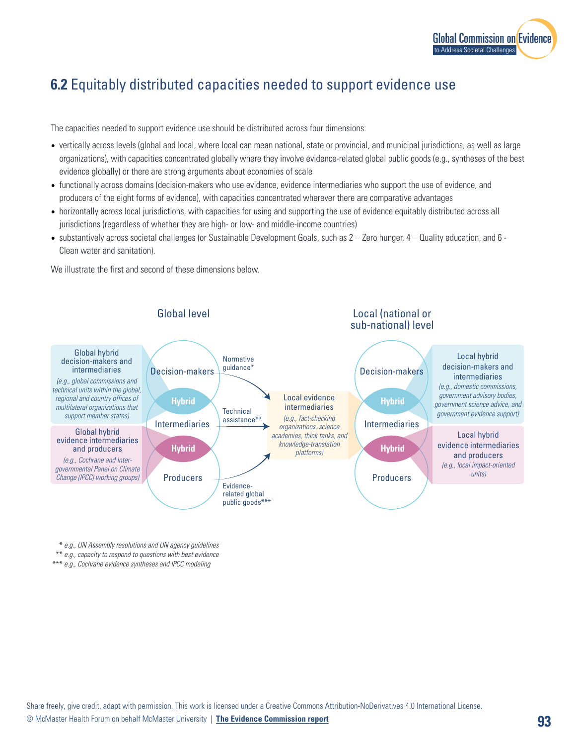## **6.2** Equitably distributed capacities needed to support evidence use

The capacities needed to support evidence use should be distributed across four dimensions:

- vertically across levels (global and local, where local can mean national, state or provincial, and municipal jurisdictions, as well as large organizations), with capacities concentrated globally where they involve evidence-related global public goods (e.g., syntheses of the best evidence globally) or there are strong arguments about economies of scale
- functionally across domains (decision-makers who use evidence, evidence intermediaries who support the use of evidence, and producers of the eight forms of evidence), with capacities concentrated wherever there are comparative advantages
- horizontally across local jurisdictions, with capacities for using and supporting the use of evidence equitably distributed across all jurisdictions (regardless of whether they are high- or low- and middle-income countries)
- substantively across societal challenges (or Sustainable Development Goals, such as 2 – Zero hunger, 4 – Quality education, and 6 - Clean water and sanitation).

We illustrate the first and second of these dimensions below.

Global level

Global hybrid decision-makers and intermediaries
*(e.g., global commissions and technical units within the global, regional and country offices of multilateral organizations that support member states)*

Global hybrid evidence intermediaries and producers
*(e.g., Cochrane and Inter-governmental Panel on Climate Change (IPCC) working groups)*

Decision-makers — Hybrid — Intermediaries — Hybrid — Producers

Normative guidance*

Technical assistance**

Evidence-related global public goods***

Local evidence intermediaries
*(e.g., fact-checking organizations, science academies, think tanks, and knowledge-translation platforms)*

Local (national or sub-national) level

Decision-makers — Hybrid — Intermediaries — Hybrid — Producers

Local hybrid decision-makers and intermediaries
*(e.g., domestic commissions, government advisory bodies, government science advice, and government evidence support)*

Local hybrid evidence intermediaries and producers
*(e.g., local impact-oriented units)*

\* *e.g., UN Assembly resolutions and UN agency guidelines*
\*\* *e.g., capacity to respond to questions with best evidence*
\*\*\* *e.g., Cochrane evidence syntheses and IPCC modeling*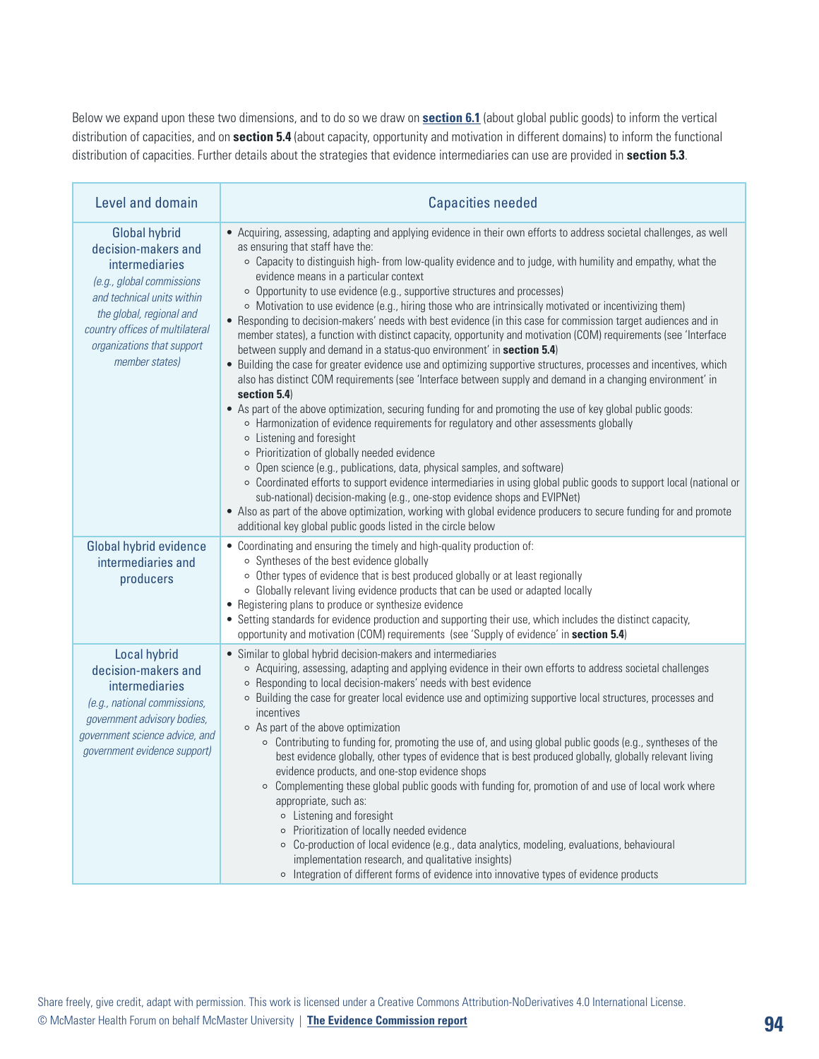Below we expand upon these two dimensions, and to do so we draw on **section 6.1** (about global public goods) to inform the vertical distribution of capacities, and on **section 5.4** (about capacity, opportunity and motivation in different domains) to inform the functional distribution of capacities. Further details about the strategies that evidence intermediaries can use are provided in **section 5.3**.

| Level and domain | Capacities needed |
| --- | --- |
| Global hybrid decision-makers and intermediaries *(e.g., global commissions and technical units within the global, regional and country offices of multilateral organizations that support member states)* | • Acquiring, assessing, adapting and applying evidence in their own efforts to address societal challenges, as well as ensuring that staff have the:<br>  ◦ Capacity to distinguish high- from low-quality evidence and to judge, with humility and empathy, what the evidence means in a particular context<br>  ◦ Opportunity to use evidence (e.g., supportive structures and processes)<br>  ◦ Motivation to use evidence (e.g., hiring those who are intrinsically motivated or incentivizing them)<br>• Responding to decision-makers' needs with best evidence (in this case for commission target audiences and in member states), a function with distinct capacity, opportunity and motivation (COM) requirements (see 'Interface between supply and demand in a status-quo environment' in **section 5.4**)<br>• Building the case for greater evidence use and optimizing supportive structures, processes and incentives, which also has distinct COM requirements (see 'Interface between supply and demand in a changing environment' in **section 5.4**)<br>• As part of the above optimization, securing funding for and promoting the use of key global public goods:<br>  ◦ Harmonization of evidence requirements for regulatory and other assessments globally<br>  ◦ Listening and foresight<br>  ◦ Prioritization of globally needed evidence<br>  ◦ Open science (e.g., publications, data, physical samples, and software)<br>  ◦ Coordinated efforts to support evidence intermediaries in using global public goods to support local (national or sub-national) decision-making (e.g., one-stop evidence shops and EVIPNet)<br>• Also as part of the above optimization, working with global evidence producers to secure funding for and promote additional key global public goods listed in the circle below |
| Global hybrid evidence intermediaries and producers | • Coordinating and ensuring the timely and high-quality production of:<br>  ◦ Syntheses of the best evidence globally<br>  ◦ Other types of evidence that is best produced globally or at least regionally<br>  ◦ Globally relevant living evidence products that can be used or adapted locally<br>• Registering plans to produce or synthesize evidence<br>• Setting standards for evidence production and supporting their use, which includes the distinct capacity, opportunity and motivation (COM) requirements (see 'Supply of evidence' in **section 5.4**) |
| Local hybrid decision-makers and intermediaries *(e.g., national commissions, government advisory bodies, government science advice, and government evidence support)* | • Similar to global hybrid decision-makers and intermediaries<br>  ◦ Acquiring, assessing, adapting and applying evidence in their own efforts to address societal challenges<br>  ◦ Responding to local decision-makers' needs with best evidence<br>  ◦ Building the case for greater local evidence use and optimizing supportive local structures, processes and incentives<br>  ◦ As part of the above optimization<br>    ◦ Contributing to funding for, promoting the use of, and using global public goods (e.g., syntheses of the best evidence globally, other types of evidence that is best produced globally, globally relevant living evidence products, and one-stop evidence shops<br>    ◦ Complementing these global public goods with funding for, promotion of and use of local work where appropriate, such as:<br>      ◦ Listening and foresight<br>      ◦ Prioritization of locally needed evidence<br>      ◦ Co-production of local evidence (e.g., data analytics, modeling, evaluations, behavioural implementation research, and qualitative insights)<br>      ◦ Integration of different forms of evidence into innovative types of evidence products |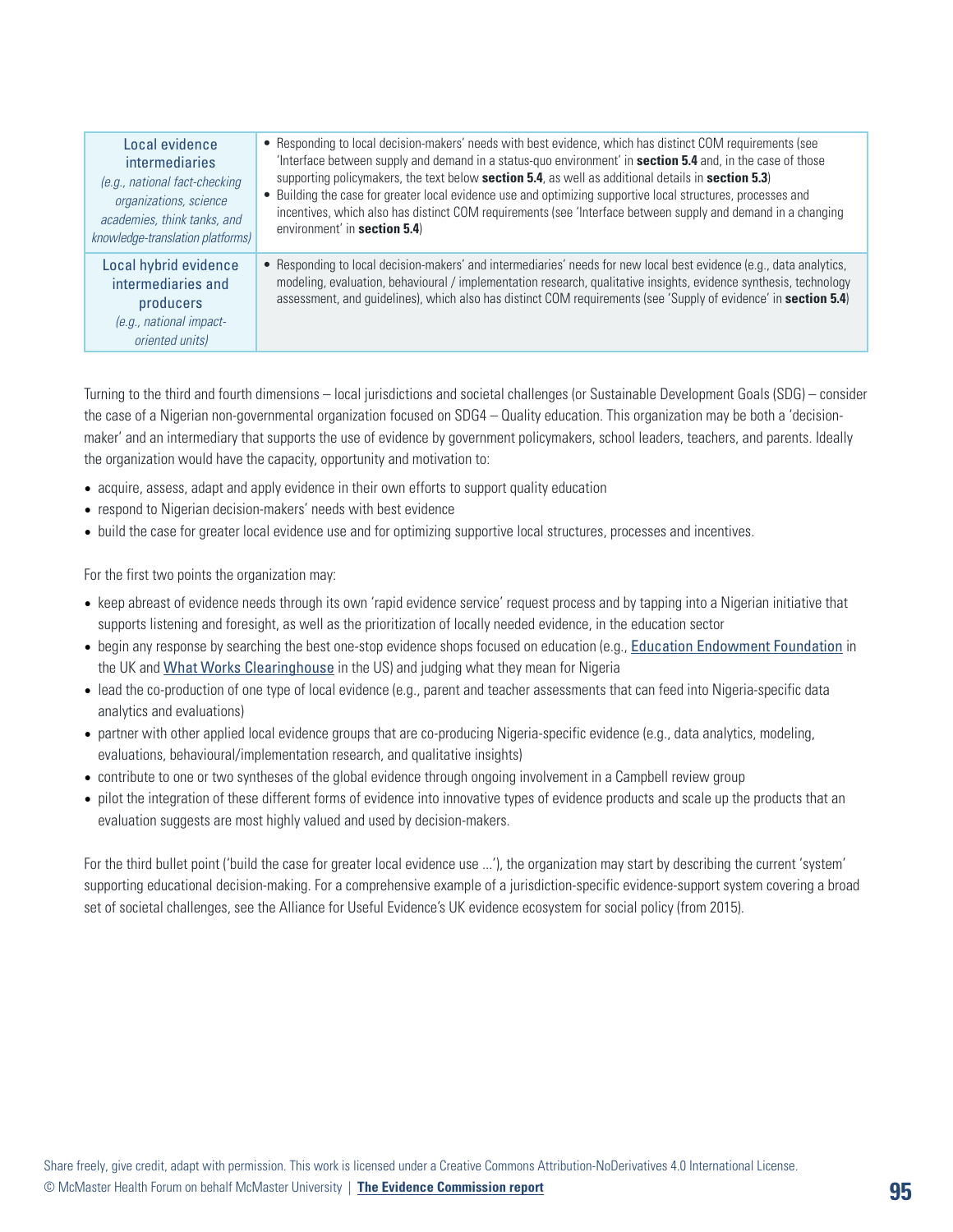| | |
|---|---|
| Local evidence intermediaries *(e.g., national fact-checking organizations, science academies, think tanks, and knowledge-translation platforms)* | • Responding to local decision-makers' needs with best evidence, which has distinct COM requirements (see 'Interface between supply and demand in a status-quo environment' in **section 5.4** and, in the case of those supporting policymakers, the text below **section 5.4**, as well as additional details in **section 5.3**)<br>• Building the case for greater local evidence use and optimizing supportive local structures, processes and incentives, which also has distinct COM requirements (see 'Interface between supply and demand in a changing environment' in **section 5.4**) |
| Local hybrid evidence intermediaries and producers *(e.g., national impact-oriented units)* | • Responding to local decision-makers' and intermediaries' needs for new local best evidence (e.g., data analytics, modeling, evaluation, behavioural / implementation research, qualitative insights, evidence synthesis, technology assessment, and guidelines), which also has distinct COM requirements (see 'Supply of evidence' in **section 5.4**) |

Turning to the third and fourth dimensions – local jurisdictions and societal challenges (or Sustainable Development Goals (SDG) – consider the case of a Nigerian non-governmental organization focused on SDG4 – Quality education. This organization may be both a 'decision-maker' and an intermediary that supports the use of evidence by government policymakers, school leaders, teachers, and parents. Ideally the organization would have the capacity, opportunity and motivation to:

- acquire, assess, adapt and apply evidence in their own efforts to support quality education
- respond to Nigerian decision-makers' needs with best evidence
- build the case for greater local evidence use and for optimizing supportive local structures, processes and incentives.

For the first two points the organization may:

- keep abreast of evidence needs through its own 'rapid evidence service' request process and by tapping into a Nigerian initiative that supports listening and foresight, as well as the prioritization of locally needed evidence, in the education sector
- begin any response by searching the best one-stop evidence shops focused on education (e.g., Education Endowment Foundation in the UK and What Works Clearinghouse in the US) and judging what they mean for Nigeria
- lead the co-production of one type of local evidence (e.g., parent and teacher assessments that can feed into Nigeria-specific data analytics and evaluations)
- partner with other applied local evidence groups that are co-producing Nigeria-specific evidence (e.g., data analytics, modeling, evaluations, behavioural/implementation research, and qualitative insights)
- contribute to one or two syntheses of the global evidence through ongoing involvement in a Campbell review group
- pilot the integration of these different forms of evidence into innovative types of evidence products and scale up the products that an evaluation suggests are most highly valued and used by decision-makers.

For the third bullet point ('build the case for greater local evidence use ...'), the organization may start by describing the current 'system' supporting educational decision-making. For a comprehensive example of a jurisdiction-specific evidence-support system covering a broad set of societal challenges, see the Alliance for Useful Evidence's UK evidence ecosystem for social policy (from 2015).